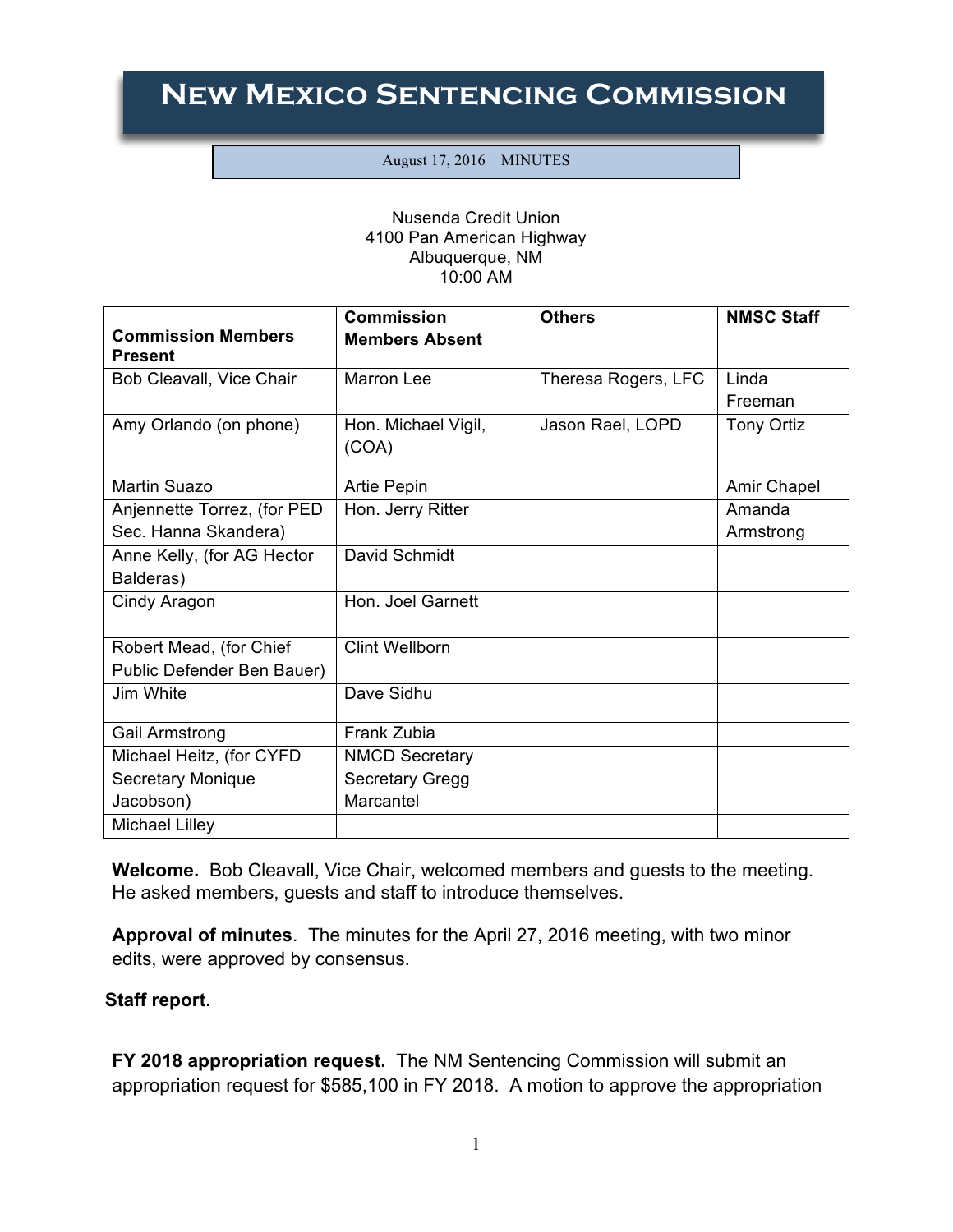# New Mexico Sentencing Commission

August 17, 2016 MINUTES

Nusenda Credit Union
4100 Pan American Highway
Albuquerque, NM
10:00 AM

| Commission Members Present | Commission Members Absent | Others | NMSC Staff |
|---|---|---|---|
| Bob Cleavall, Vice Chair | Marron Lee | Theresa Rogers, LFC | Linda Freeman |
| Amy Orlando (on phone) | Hon. Michael Vigil, (COA) | Jason Rael, LOPD | Tony Ortiz |
| Martin Suazo | Artie Pepin | | Amir Chapel |
| Anjennette Torrez, (for PED Sec. Hanna Skandera) | Hon. Jerry Ritter | | Amanda Armstrong |
| Anne Kelly, (for AG Hector Balderas) | David Schmidt | | |
| Cindy Aragon | Hon. Joel Garnett | | |
| Robert Mead, (for Chief Public Defender Ben Bauer) | Clint Wellborn | | |
| Jim White | Dave Sidhu | | |
| Gail Armstrong | Frank Zubia | | |
| Michael Heitz, (for CYFD Secretary Monique Jacobson) | NMCD Secretary Secretary Gregg Marcantel | | |
| Michael Lilley | | | |

**Welcome.** Bob Cleavall, Vice Chair, welcomed members and guests to the meeting. He asked members, guests and staff to introduce themselves.

**Approval of minutes**. The minutes for the April 27, 2016 meeting, with two minor edits, were approved by consensus.

**Staff report.**

**FY 2018 appropriation request.** The NM Sentencing Commission will submit an appropriation request for $585,100 in FY 2018. A motion to approve the appropriation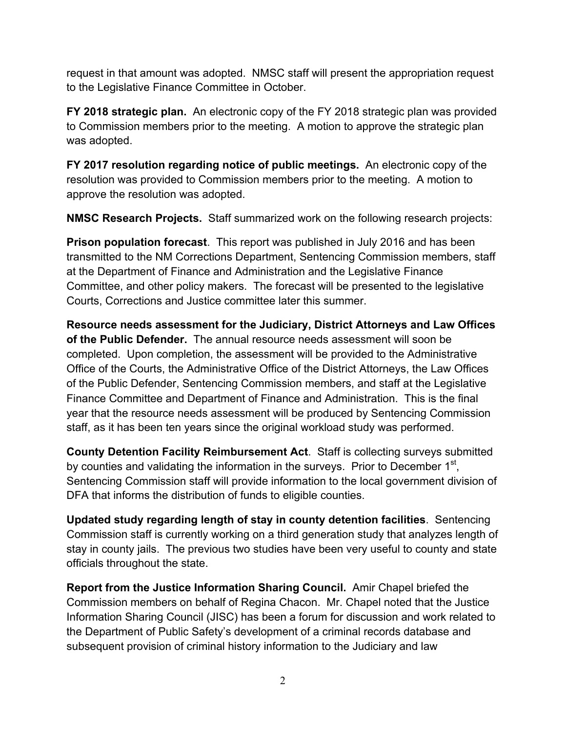request in that amount was adopted. NMSC staff will present the appropriation request to the Legislative Finance Committee in October.

**FY 2018 strategic plan.** An electronic copy of the FY 2018 strategic plan was provided to Commission members prior to the meeting. A motion to approve the strategic plan was adopted.

**FY 2017 resolution regarding notice of public meetings.** An electronic copy of the resolution was provided to Commission members prior to the meeting. A motion to approve the resolution was adopted.

**NMSC Research Projects.** Staff summarized work on the following research projects:

**Prison population forecast**. This report was published in July 2016 and has been transmitted to the NM Corrections Department, Sentencing Commission members, staff at the Department of Finance and Administration and the Legislative Finance Committee, and other policy makers. The forecast will be presented to the legislative Courts, Corrections and Justice committee later this summer.

**Resource needs assessment for the Judiciary, District Attorneys and Law Offices of the Public Defender.** The annual resource needs assessment will soon be completed. Upon completion, the assessment will be provided to the Administrative Office of the Courts, the Administrative Office of the District Attorneys, the Law Offices of the Public Defender, Sentencing Commission members, and staff at the Legislative Finance Committee and Department of Finance and Administration. This is the final year that the resource needs assessment will be produced by Sentencing Commission staff, as it has been ten years since the original workload study was performed.

**County Detention Facility Reimbursement Act**. Staff is collecting surveys submitted by counties and validating the information in the surveys. Prior to December 1st, Sentencing Commission staff will provide information to the local government division of DFA that informs the distribution of funds to eligible counties.

**Updated study regarding length of stay in county detention facilities**. Sentencing Commission staff is currently working on a third generation study that analyzes length of stay in county jails. The previous two studies have been very useful to county and state officials throughout the state.

**Report from the Justice Information Sharing Council.** Amir Chapel briefed the Commission members on behalf of Regina Chacon. Mr. Chapel noted that the Justice Information Sharing Council (JISC) has been a forum for discussion and work related to the Department of Public Safety's development of a criminal records database and subsequent provision of criminal history information to the Judiciary and law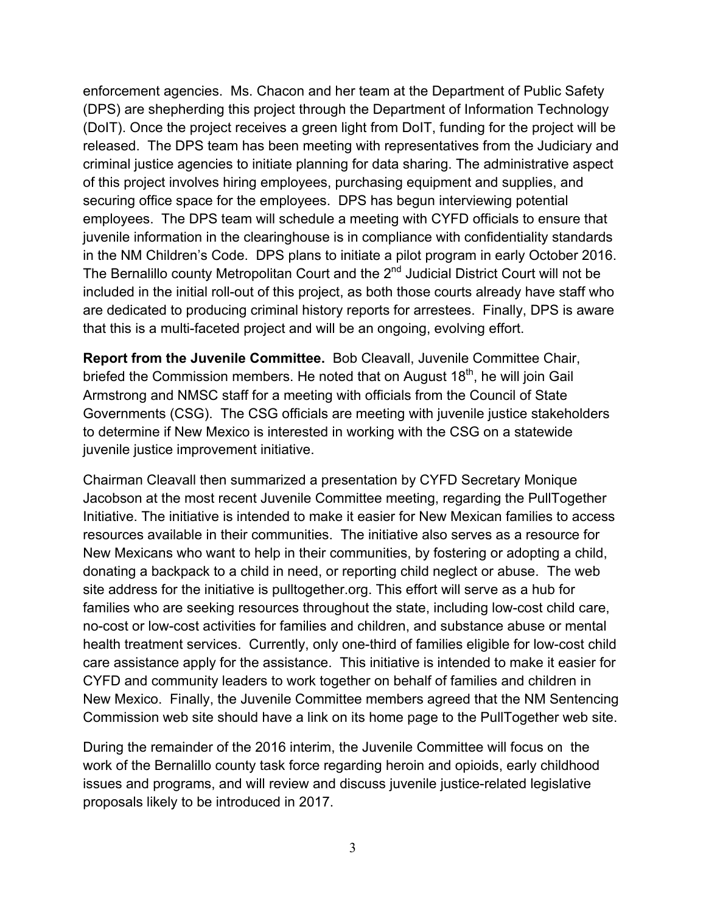enforcement agencies. Ms. Chacon and her team at the Department of Public Safety (DPS) are shepherding this project through the Department of Information Technology (DoIT). Once the project receives a green light from DoIT, funding for the project will be released. The DPS team has been meeting with representatives from the Judiciary and criminal justice agencies to initiate planning for data sharing. The administrative aspect of this project involves hiring employees, purchasing equipment and supplies, and securing office space for the employees. DPS has begun interviewing potential employees. The DPS team will schedule a meeting with CYFD officials to ensure that juvenile information in the clearinghouse is in compliance with confidentiality standards in the NM Children's Code. DPS plans to initiate a pilot program in early October 2016. The Bernalillo county Metropolitan Court and the 2nd Judicial District Court will not be included in the initial roll-out of this project, as both those courts already have staff who are dedicated to producing criminal history reports for arrestees. Finally, DPS is aware that this is a multi-faceted project and will be an ongoing, evolving effort.

**Report from the Juvenile Committee.** Bob Cleavall, Juvenile Committee Chair, briefed the Commission members. He noted that on August 18th, he will join Gail Armstrong and NMSC staff for a meeting with officials from the Council of State Governments (CSG). The CSG officials are meeting with juvenile justice stakeholders to determine if New Mexico is interested in working with the CSG on a statewide juvenile justice improvement initiative.

Chairman Cleavall then summarized a presentation by CYFD Secretary Monique Jacobson at the most recent Juvenile Committee meeting, regarding the PullTogether Initiative. The initiative is intended to make it easier for New Mexican families to access resources available in their communities. The initiative also serves as a resource for New Mexicans who want to help in their communities, by fostering or adopting a child, donating a backpack to a child in need, or reporting child neglect or abuse. The web site address for the initiative is pulltogether.org. This effort will serve as a hub for families who are seeking resources throughout the state, including low-cost child care, no-cost or low-cost activities for families and children, and substance abuse or mental health treatment services. Currently, only one-third of families eligible for low-cost child care assistance apply for the assistance. This initiative is intended to make it easier for CYFD and community leaders to work together on behalf of families and children in New Mexico. Finally, the Juvenile Committee members agreed that the NM Sentencing Commission web site should have a link on its home page to the PullTogether web site.

During the remainder of the 2016 interim, the Juvenile Committee will focus on the work of the Bernalillo county task force regarding heroin and opioids, early childhood issues and programs, and will review and discuss juvenile justice-related legislative proposals likely to be introduced in 2017.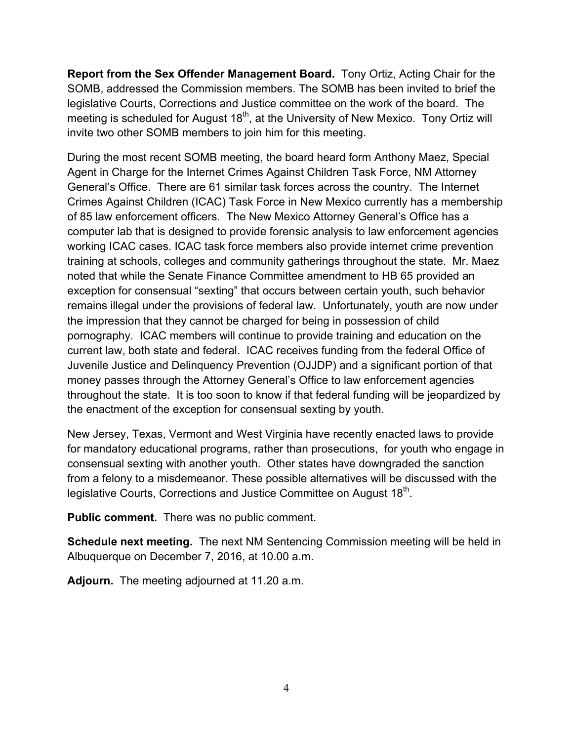**Report from the Sex Offender Management Board.** Tony Ortiz, Acting Chair for the SOMB, addressed the Commission members. The SOMB has been invited to brief the legislative Courts, Corrections and Justice committee on the work of the board. The meeting is scheduled for August 18th, at the University of New Mexico. Tony Ortiz will invite two other SOMB members to join him for this meeting.

During the most recent SOMB meeting, the board heard form Anthony Maez, Special Agent in Charge for the Internet Crimes Against Children Task Force, NM Attorney General's Office. There are 61 similar task forces across the country. The Internet Crimes Against Children (ICAC) Task Force in New Mexico currently has a membership of 85 law enforcement officers. The New Mexico Attorney General's Office has a computer lab that is designed to provide forensic analysis to law enforcement agencies working ICAC cases. ICAC task force members also provide internet crime prevention training at schools, colleges and community gatherings throughout the state. Mr. Maez noted that while the Senate Finance Committee amendment to HB 65 provided an exception for consensual "sexting" that occurs between certain youth, such behavior remains illegal under the provisions of federal law. Unfortunately, youth are now under the impression that they cannot be charged for being in possession of child pornography. ICAC members will continue to provide training and education on the current law, both state and federal. ICAC receives funding from the federal Office of Juvenile Justice and Delinquency Prevention (OJJDP) and a significant portion of that money passes through the Attorney General's Office to law enforcement agencies throughout the state. It is too soon to know if that federal funding will be jeopardized by the enactment of the exception for consensual sexting by youth.

New Jersey, Texas, Vermont and West Virginia have recently enacted laws to provide for mandatory educational programs, rather than prosecutions, for youth who engage in consensual sexting with another youth. Other states have downgraded the sanction from a felony to a misdemeanor. These possible alternatives will be discussed with the legislative Courts, Corrections and Justice Committee on August 18th.

**Public comment.** There was no public comment.

**Schedule next meeting.** The next NM Sentencing Commission meeting will be held in Albuquerque on December 7, 2016, at 10.00 a.m.

**Adjourn.** The meeting adjourned at 11.20 a.m.